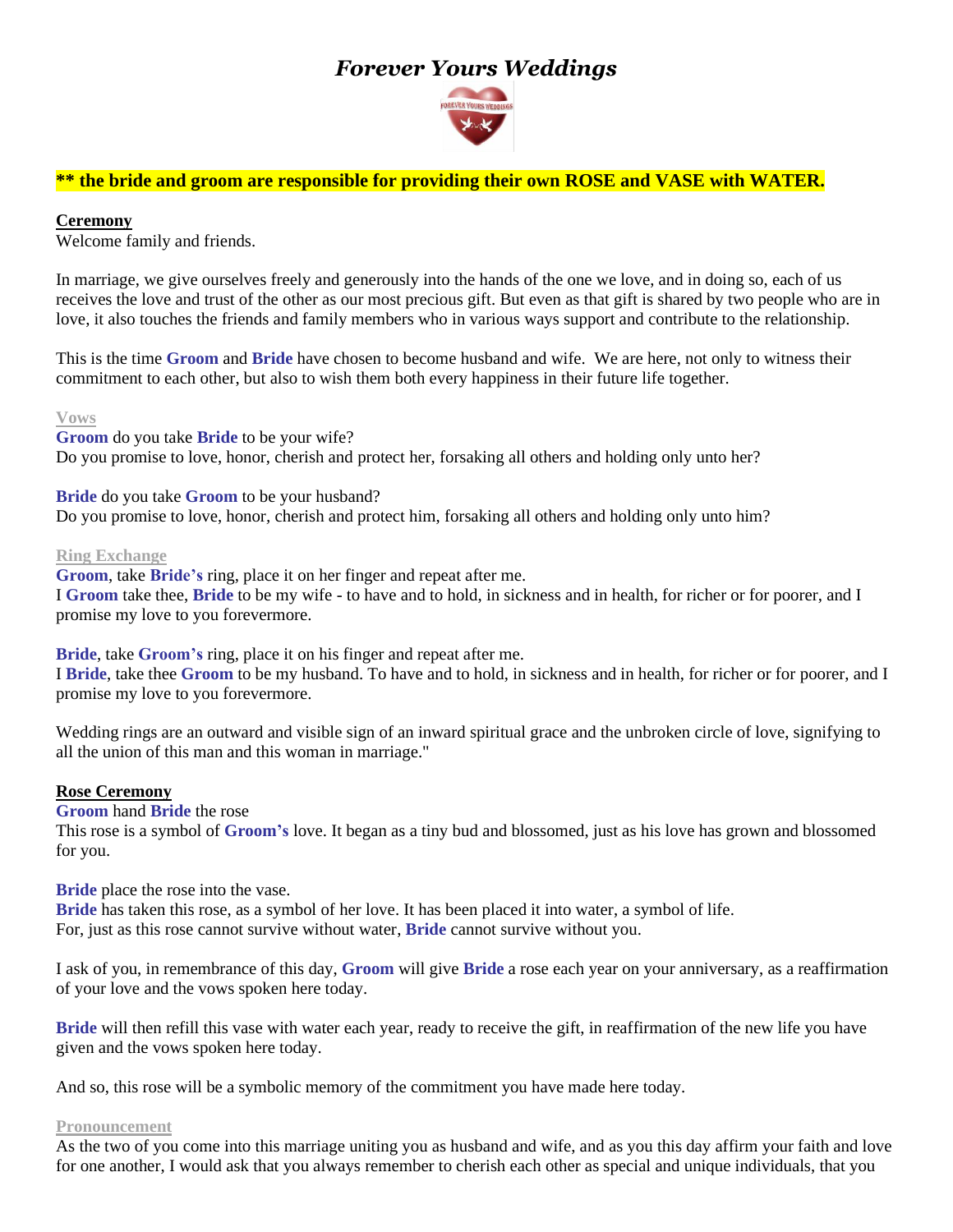# *Forever Yours Weddings*

**\*\* the bride and groom are responsible for providing their own ROSE and VASE with WATER.**

**Ceremony**

Welcome family and friends.

In marriage, we give ourselves freely and generously into the hands of the one we love, and in doing so, each of us receives the love and trust of the other as our most precious gift. But even as that gift is shared by two people who are in love, it also touches the friends and family members who in various ways support and contribute to the relationship.

This is the time **Groom** and **Bride** have chosen to become husband and wife. We are here, not only to witness their commitment to each other, but also to wish them both every happiness in their future life together.

**Vows**

**Groom** do you take **Bride** to be your wife?
Do you promise to love, honor, cherish and protect her, forsaking all others and holding only unto her?

**Bride** do you take **Groom** to be your husband?
Do you promise to love, honor, cherish and protect him, forsaking all others and holding only unto him?

**Ring Exchange**

**Groom**, take **Bride's** ring, place it on her finger and repeat after me.
I **Groom** take thee, **Bride** to be my wife - to have and to hold, in sickness and in health, for richer or for poorer, and I promise my love to you forevermore.

**Bride**, take **Groom's** ring, place it on his finger and repeat after me.
I **Bride**, take thee **Groom** to be my husband. To have and to hold, in sickness and in health, for richer or for poorer, and I promise my love to you forevermore.

Wedding rings are an outward and visible sign of an inward spiritual grace and the unbroken circle of love, signifying to all the union of this man and this woman in marriage."

**Rose Ceremony**

**Groom** hand **Bride** the rose
This rose is a symbol of **Groom's** love. It began as a tiny bud and blossomed, just as his love has grown and blossomed for you.

**Bride** place the rose into the vase.
**Bride** has taken this rose, as a symbol of her love. It has been placed it into water, a symbol of life.
For, just as this rose cannot survive without water, **Bride** cannot survive without you.

I ask of you, in remembrance of this day, **Groom** will give **Bride** a rose each year on your anniversary, as a reaffirmation of your love and the vows spoken here today.

**Bride** will then refill this vase with water each year, ready to receive the gift, in reaffirmation of the new life you have given and the vows spoken here today.

And so, this rose will be a symbolic memory of the commitment you have made here today.

**Pronouncement**

As the two of you come into this marriage uniting you as husband and wife, and as you this day affirm your faith and love for one another, I would ask that you always remember to cherish each other as special and unique individuals, that you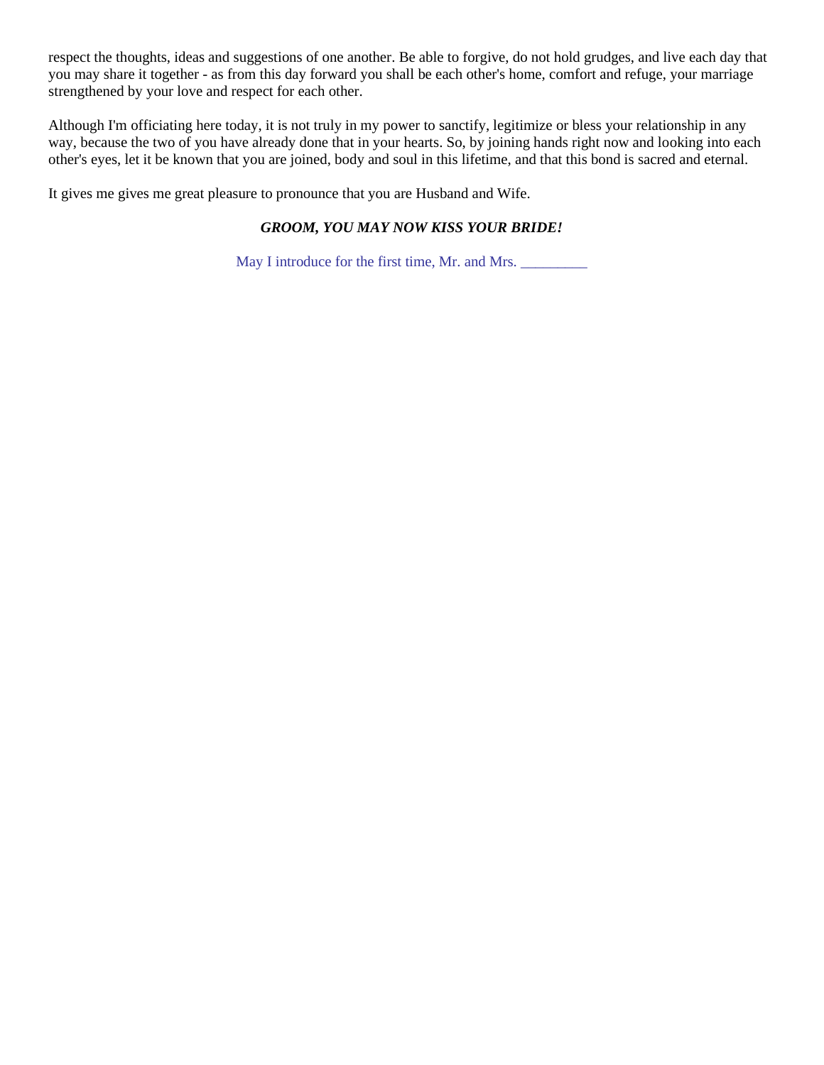respect the thoughts, ideas and suggestions of one another. Be able to forgive, do not hold grudges, and live each day that you may share it together - as from this day forward you shall be each other's home, comfort and refuge, your marriage strengthened by your love and respect for each other.

Although I'm officiating here today, it is not truly in my power to sanctify, legitimize or bless your relationship in any way, because the two of you have already done that in your hearts. So, by joining hands right now and looking into each other's eyes, let it be known that you are joined, body and soul in this lifetime, and that this bond is sacred and eternal.

It gives me gives me great pleasure to pronounce that you are Husband and Wife.

***GROOM, YOU MAY NOW KISS YOUR BRIDE!***

May I introduce for the first time, Mr. and Mrs. _________